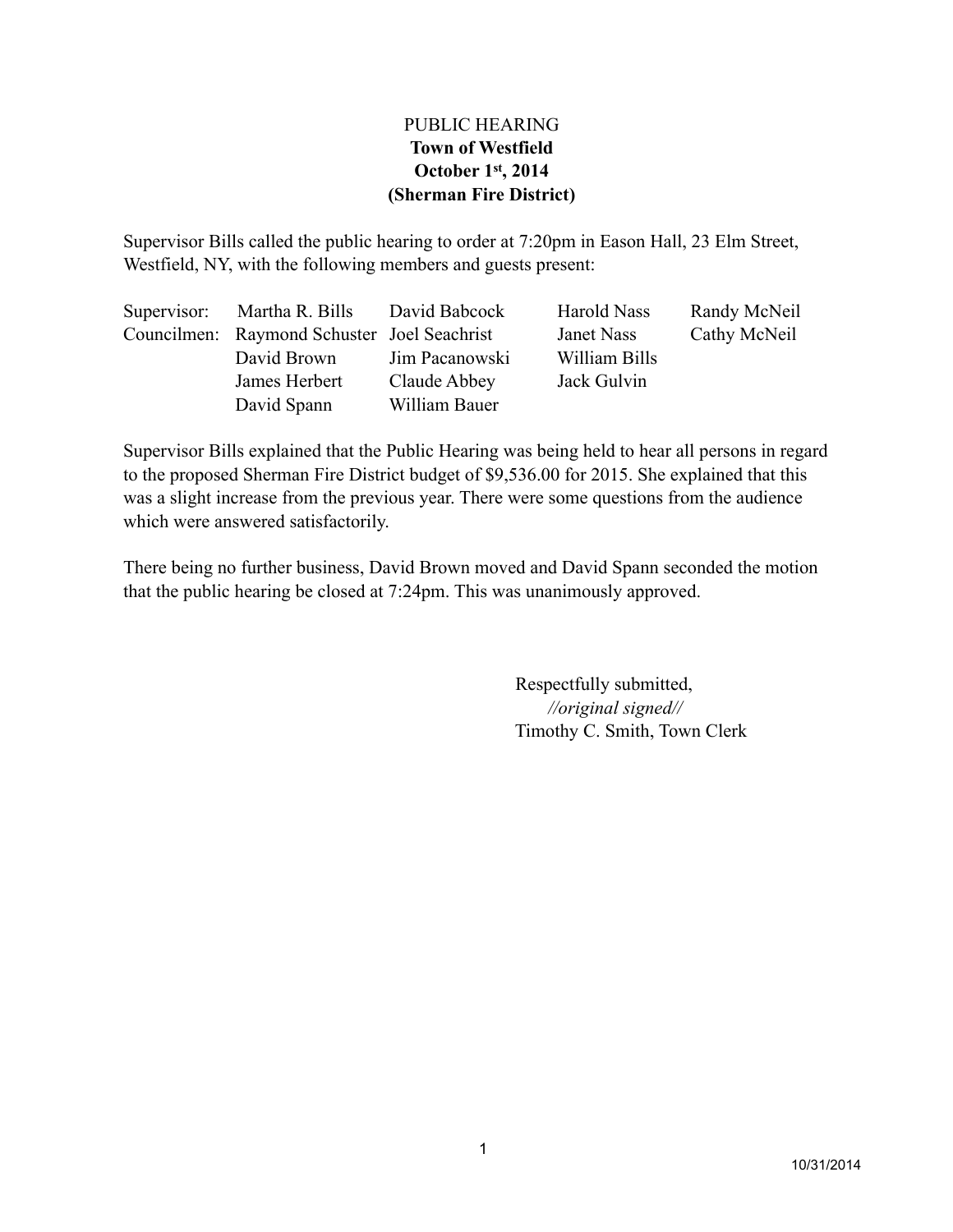PUBLIC HEARING
**Town of Westfield**
**October 1st, 2014**
**(Sherman Fire District)**

Supervisor Bills called the public hearing to order at 7:20pm in Eason Hall, 23 Elm Street, Westfield, NY, with the following members and guests present:

| | | | | |
|---|---|---|---|---|
| Supervisor: | Martha R. Bills | David Babcock | Harold Nass | Randy McNeil |
| Councilmen: | Raymond Schuster | Joel Seachrist | Janet Nass | Cathy McNeil |
| | David Brown | Jim Pacanowski | William Bills | |
| | James Herbert | Claude Abbey | Jack Gulvin | |
| | David Spann | William Bauer | | |

Supervisor Bills explained that the Public Hearing was being held to hear all persons in regard to the proposed Sherman Fire District budget of $9,536.00 for 2015. She explained that this was a slight increase from the previous year. There were some questions from the audience which were answered satisfactorily.

There being no further business, David Brown moved and David Spann seconded the motion that the public hearing be closed at 7:24pm. This was unanimously approved.

Respectfully submitted,
*//original signed//*
Timothy C. Smith, Town Clerk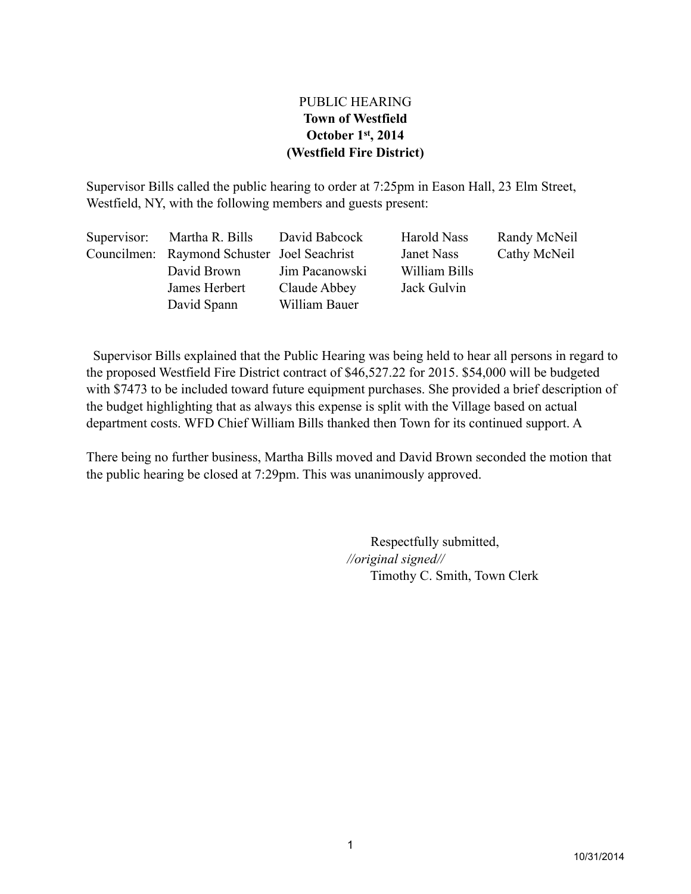PUBLIC HEARING

**Town of Westfield**

**October 1st, 2014**

**(Westfield Fire District)**

Supervisor Bills called the public hearing to order at 7:25pm in Eason Hall, 23 Elm Street, Westfield, NY, with the following members and guests present:

| | | | | |
|---|---|---|---|---|
| Supervisor: | Martha R. Bills | David Babcock | Harold Nass | Randy McNeil |
| Councilmen: | Raymond Schuster | Joel Seachrist | Janet Nass | Cathy McNeil |
| | David Brown | Jim Pacanowski | William Bills | |
| | James Herbert | Claude Abbey | Jack Gulvin | |
| | David Spann | William Bauer | | |

Supervisor Bills explained that the Public Hearing was being held to hear all persons in regard to the proposed Westfield Fire District contract of $46,527.22 for 2015. $54,000 will be budgeted with $7473 to be included toward future equipment purchases. She provided a brief description of the budget highlighting that as always this expense is split with the Village based on actual department costs. WFD Chief William Bills thanked then Town for its continued support. A

There being no further business, Martha Bills moved and David Brown seconded the motion that the public hearing be closed at 7:29pm. This was unanimously approved.

Respectfully submitted,

*//original signed//*

Timothy C. Smith, Town Clerk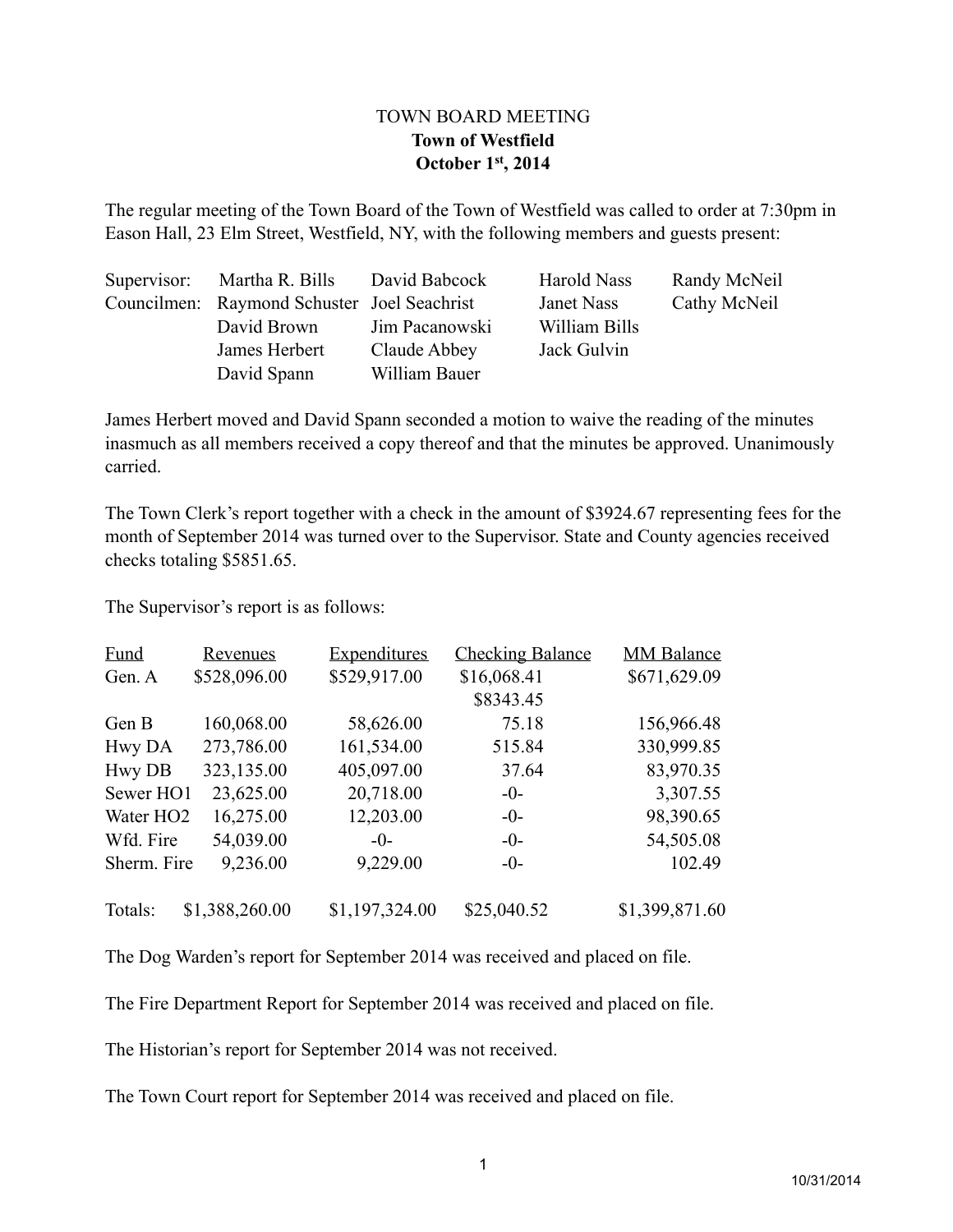TOWN BOARD MEETING

**Town of Westfield**

**October 1st, 2014**

The regular meeting of the Town Board of the Town of Westfield was called to order at 7:30pm in Eason Hall, 23 Elm Street, Westfield, NY, with the following members and guests present:

| | | | | |
|---|---|---|---|---|
| Supervisor: | Martha R. Bills | David Babcock | Harold Nass | Randy McNeil |
| Councilmen: | Raymond Schuster | Joel Seachrist | Janet Nass | Cathy McNeil |
| | David Brown | Jim Pacanowski | William Bills | |
| | James Herbert | Claude Abbey | Jack Gulvin | |
| | David Spann | William Bauer | | |

James Herbert moved and David Spann seconded a motion to waive the reading of the minutes inasmuch as all members received a copy thereof and that the minutes be approved. Unanimously carried.

The Town Clerk's report together with a check in the amount of $3924.67 representing fees for the month of September 2014 was turned over to the Supervisor. State and County agencies received checks totaling $5851.65.

The Supervisor's report is as follows:

| Fund | Revenues | Expenditures | Checking Balance | MM Balance |
|---|---|---|---|---|
| Gen. A | $528,096.00 | $529,917.00 | $16,068.41 | $671,629.09 |
| | | | $8343.45 | |
| Gen B | 160,068.00 | 58,626.00 | 75.18 | 156,966.48 |
| Hwy DA | 273,786.00 | 161,534.00 | 515.84 | 330,999.85 |
| Hwy DB | 323,135.00 | 405,097.00 | 37.64 | 83,970.35 |
| Sewer HO1 | 23,625.00 | 20,718.00 | -0- | 3,307.55 |
| Water HO2 | 16,275.00 | 12,203.00 | -0- | 98,390.65 |
| Wfd. Fire | 54,039.00 | -0- | -0- | 54,505.08 |
| Sherm. Fire | 9,236.00 | 9,229.00 | -0- | 102.49 |
| Totals: | $1,388,260.00 | $1,197,324.00 | $25,040.52 | $1,399,871.60 |

The Dog Warden's report for September 2014 was received and placed on file.

The Fire Department Report for September 2014 was received and placed on file.

The Historian's report for September 2014 was not received.

The Town Court report for September 2014 was received and placed on file.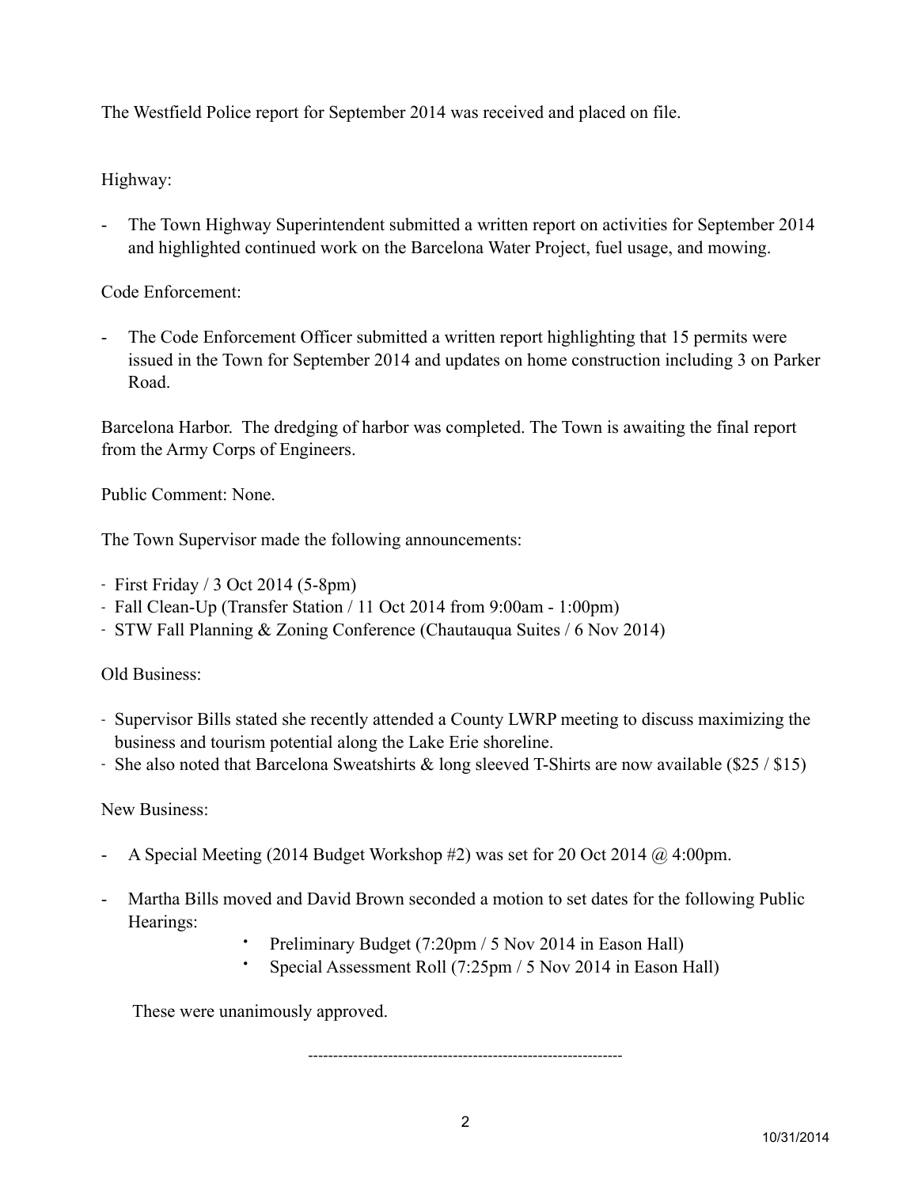The Westfield Police report for September 2014 was received and placed on file.

Highway:

- The Town Highway Superintendent submitted a written report on activities for September 2014 and highlighted continued work on the Barcelona Water Project, fuel usage, and mowing.

Code Enforcement:

- The Code Enforcement Officer submitted a written report highlighting that 15 permits were issued in the Town for September 2014 and updates on home construction including 3 on Parker Road.

Barcelona Harbor. The dredging of harbor was completed. The Town is awaiting the final report from the Army Corps of Engineers.

Public Comment: None.

The Town Supervisor made the following announcements:

- First Friday / 3 Oct 2014 (5-8pm)
- Fall Clean-Up (Transfer Station / 11 Oct 2014 from 9:00am - 1:00pm)
- STW Fall Planning & Zoning Conference (Chautauqua Suites / 6 Nov 2014)

Old Business:

- Supervisor Bills stated she recently attended a County LWRP meeting to discuss maximizing the business and tourism potential along the Lake Erie shoreline.
- She also noted that Barcelona Sweatshirts & long sleeved T-Shirts are now available ($25 / $15)

New Business:

- A Special Meeting (2014 Budget Workshop #2) was set for 20 Oct 2014 @ 4:00pm.
- Martha Bills moved and David Brown seconded a motion to set dates for the following Public Hearings:
  - Preliminary Budget (7:20pm / 5 Nov 2014 in Eason Hall)
  - Special Assessment Roll (7:25pm / 5 Nov 2014 in Eason Hall)

  These were unanimously approved.

---------------------------------------------------------------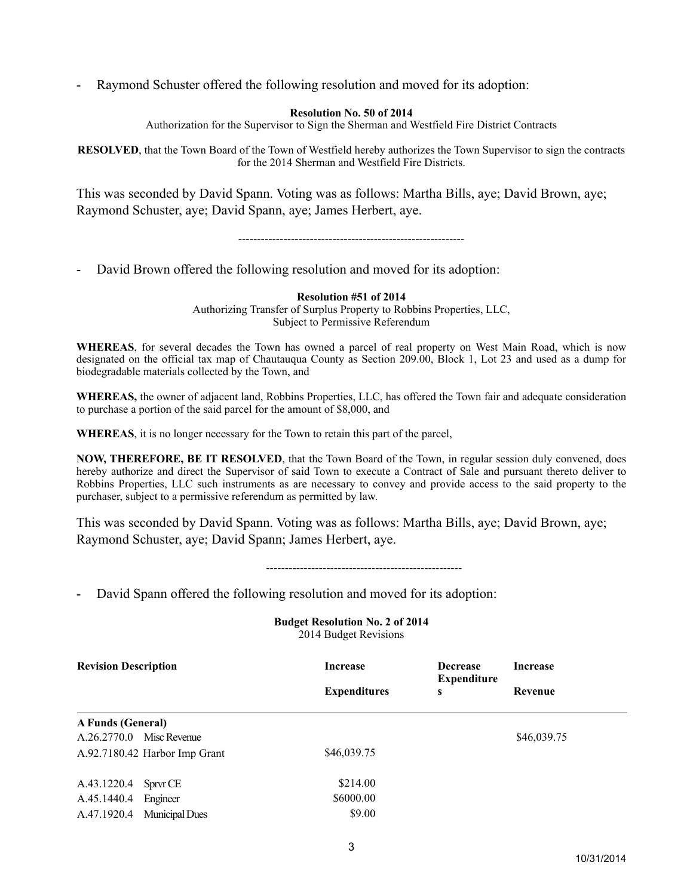- Raymond Schuster offered the following resolution and moved for its adoption:

**Resolution No. 50 of 2014**
Authorization for the Supervisor to Sign the Sherman and Westfield Fire District Contracts

**RESOLVED**, that the Town Board of the Town of Westfield hereby authorizes the Town Supervisor to sign the contracts for the 2014 Sherman and Westfield Fire Districts.

This was seconded by David Spann. Voting was as follows: Martha Bills, aye; David Brown, aye; Raymond Schuster, aye; David Spann, aye; James Herbert, aye.

------------------------------------------------------------

- David Brown offered the following resolution and moved for its adoption:

**Resolution #51 of 2014**
Authorizing Transfer of Surplus Property to Robbins Properties, LLC,
Subject to Permissive Referendum

**WHEREAS**, for several decades the Town has owned a parcel of real property on West Main Road, which is now designated on the official tax map of Chautauqua County as Section 209.00, Block 1, Lot 23 and used as a dump for biodegradable materials collected by the Town, and

**WHEREAS,** the owner of adjacent land, Robbins Properties, LLC, has offered the Town fair and adequate consideration to purchase a portion of the said parcel for the amount of $8,000, and

**WHEREAS**, it is no longer necessary for the Town to retain this part of the parcel,

**NOW, THEREFORE, BE IT RESOLVED**, that the Town Board of the Town, in regular session duly convened, does hereby authorize and direct the Supervisor of said Town to execute a Contract of Sale and pursuant thereto deliver to Robbins Properties, LLC such instruments as are necessary to convey and provide access to the said property to the purchaser, subject to a permissive referendum as permitted by law.

This was seconded by David Spann. Voting was as follows: Martha Bills, aye; David Brown, aye; Raymond Schuster, aye; David Spann; James Herbert, aye.

----------------------------------------------------

- David Spann offered the following resolution and moved for its adoption:

**Budget Resolution No. 2 of 2014**
2014 Budget Revisions

| **Revision Description** | **Increase Expenditures** | **Decrease Expenditures** | **Increase Revenue** |
|---|---|---|---|
| **A Funds (General)** | | | |
| A.26.2770.0 Misc Revenue | | | $46,039.75 |
| A.92.7180.42 Harbor Imp Grant | $46,039.75 | | |
| A.43.1220.4 Sprvr CE | $214.00 | | |
| A.45.1440.4 Engineer | $6000.00 | | |
| A.47.1920.4 Municipal Dues | $9.00 | | |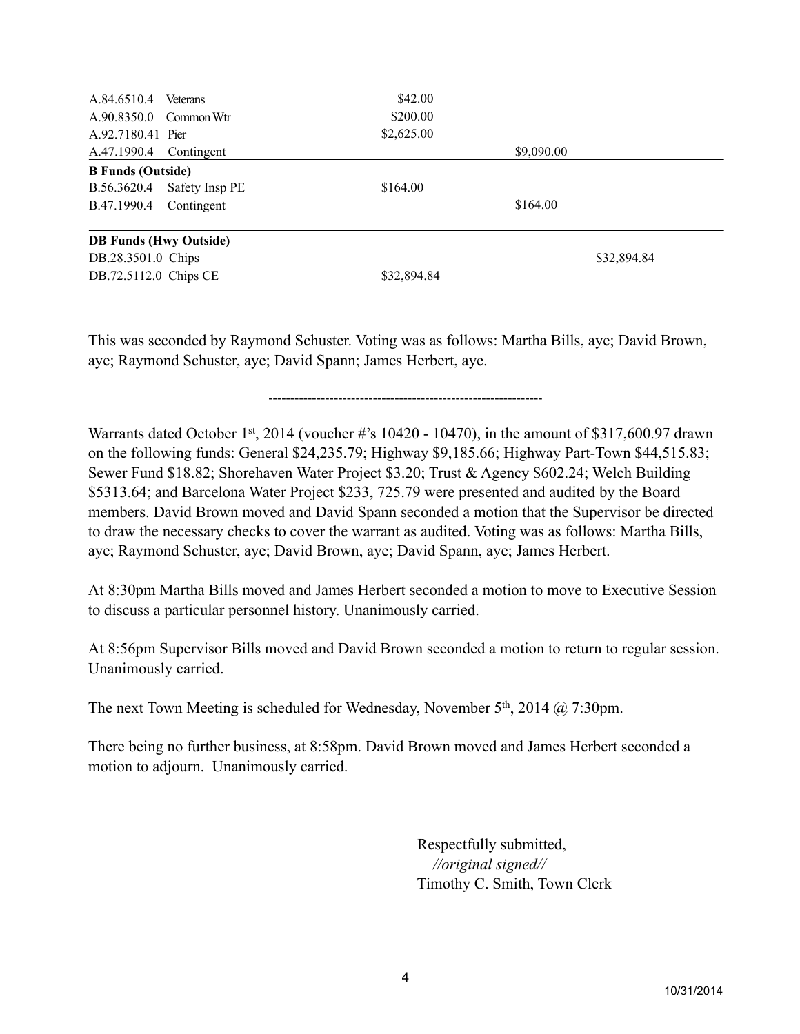| | | | |
|---|---|---|---|
| A.84.6510.4 Veterans | $42.00 | | |
| A.90.8350.0 Common Wtr | $200.00 | | |
| A.92.7180.41 Pier | $2,625.00 | | |
| A.47.1990.4 Contingent | | $9,090.00 | |
| **B Funds (Outside)** | | | |
| B.56.3620.4 Safety Insp PE | $164.00 | | |
| B.47.1990.4 Contingent | | $164.00 | |
| **DB Funds (Hwy Outside)** | | | |
| DB.28.3501.0 Chips | | | $32,894.84 |
| DB.72.5112.0 Chips CE | $32,894.84 | | |

This was seconded by Raymond Schuster. Voting was as follows: Martha Bills, aye; David Brown, aye; Raymond Schuster, aye; David Spann; James Herbert, aye.

---------------------------------------------------------------

Warrants dated October 1st, 2014 (voucher #'s 10420 - 10470), in the amount of $317,600.97 drawn on the following funds: General $24,235.79; Highway $9,185.66; Highway Part-Town $44,515.83; Sewer Fund $18.82; Shorehaven Water Project $3.20; Trust & Agency $602.24; Welch Building $5313.64; and Barcelona Water Project $233, 725.79 were presented and audited by the Board members. David Brown moved and David Spann seconded a motion that the Supervisor be directed to draw the necessary checks to cover the warrant as audited. Voting was as follows: Martha Bills, aye; Raymond Schuster, aye; David Brown, aye; David Spann, aye; James Herbert.

At 8:30pm Martha Bills moved and James Herbert seconded a motion to move to Executive Session to discuss a particular personnel history. Unanimously carried.

At 8:56pm Supervisor Bills moved and David Brown seconded a motion to return to regular session. Unanimously carried.

The next Town Meeting is scheduled for Wednesday, November 5th, 2014 @ 7:30pm.

There being no further business, at 8:58pm. David Brown moved and James Herbert seconded a motion to adjourn. Unanimously carried.

Respectfully submitted,
*//original signed//*
Timothy C. Smith, Town Clerk